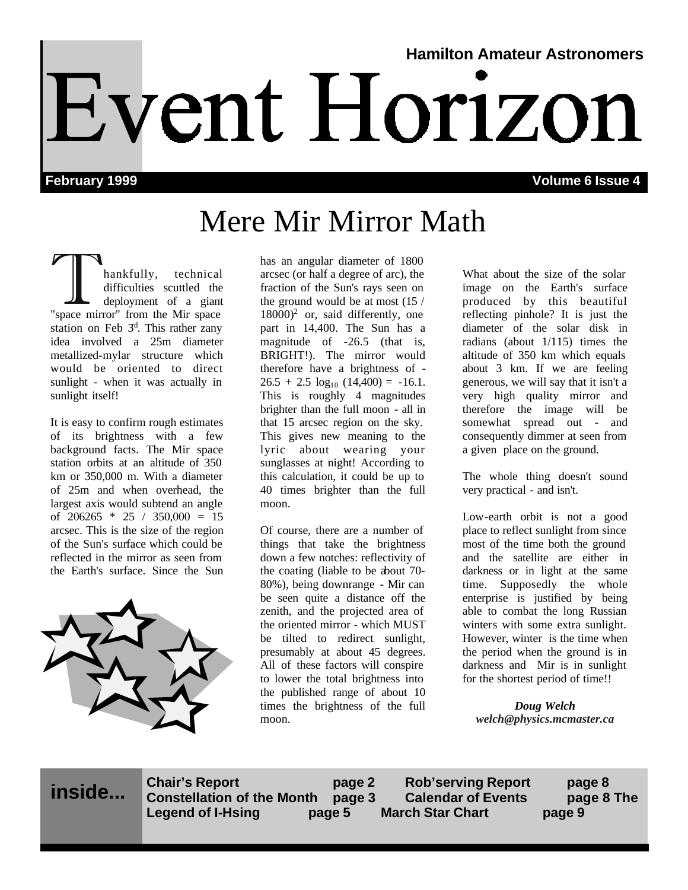Hamilton Amateur Astronomers

# Event Horizon

**February 1999** **Volume 6 Issue 4**

## Mere Mir Mirror Math

Thankfully, technical difficulties scuttled the deployment of a giant "space mirror" from the Mir space station on Feb 3[d]. This rather zany idea involved a 25m diameter metallized-mylar structure which would be oriented to direct sunlight - when it was actually in sunlight itself!

It is easy to confirm rough estimates of its brightness with a few background facts. The Mir space station orbits at an altitude of 350 km or 350,000 m. With a diameter of 25m and when overhead, the largest axis would subtend an angle of 206265 * 25 / 350,000 = 15 arcsec. This is the size of the region of the Sun's surface which could be reflected in the mirror as seen from the Earth's surface. Since the Sun has an angular diameter of 1800 arcsec (or half a degree of arc), the fraction of the Sun's rays seen on the ground would be at most $(15 / 18000)^2$ or, said differently, one part in 14,400. The Sun has a magnitude of -26.5 (that is, BRIGHT!). The mirror would therefore have a brightness of $-26.5 + 2.5 \log_{10} (14{,}400) = -16.1$. This is roughly 4 magnitudes brighter than the full moon - all in that 15 arcsec region on the sky. This gives new meaning to the lyric about wearing your sunglasses at night! According to this calculation, it could be up to 40 times brighter than the full moon.

Of course, there are a number of things that take the brightness down a few notches: reflectivity of the coating (liable to be about 70-80%), being downrange - Mir can be seen quite a distance off the zenith, and the projected area of the oriented mirror - which MUST be tilted to redirect sunlight, presumably at about 45 degrees. All of these factors will conspire to lower the total brightness into the published range of about 10 times the brightness of the full moon.

What about the size of the solar image on the Earth's surface produced by this beautiful reflecting pinhole? It is just the diameter of the solar disk in radians (about 1/115) times the altitude of 350 km which equals about 3 km. If we are feeling generous, we will say that it isn't a very high quality mirror and therefore the image will be somewhat spread out - and consequently dimmer at seen from a given place on the ground.

The whole thing doesn't sound very practical - and isn't.

Low-earth orbit is not a good place to reflect sunlight from since most of the time both the ground and the satellite are either in darkness or in light at the same time. Supposedly the whole enterprise is justified by being able to combat the long Russian winters with some extra sunlight. However, winter is the time when the period when the ground is in darkness and Mir is in sunlight for the shortest period of time!!

***Doug Welch***
***welch@physics.mcmaster.ca***

**inside...**

| | |
|---|---|
| **Chair's Report** page 2 | **Rob'serving Report** page 8 |
| **Constellation of the Month** page 3 | **Calendar of Events** page 8 |
| **The Legend of I-Hsing** page 5 | **March Star Chart** page 9 |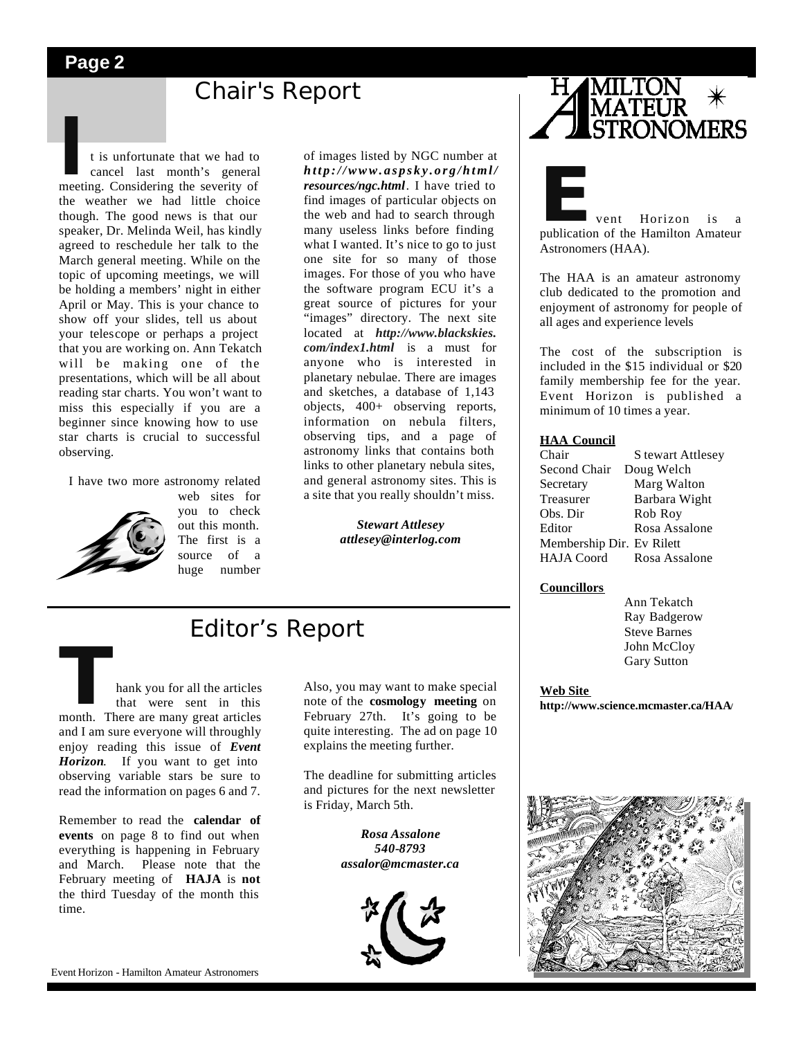## Chair's Report

It is unfortunate that we had to cancel last month's general meeting. Considering the severity of the weather we had little choice though. The good news is that our speaker, Dr. Melinda Weil, has kindly agreed to reschedule her talk to the March general meeting. While on the topic of upcoming meetings, we will be holding a members' night in either April or May. This is your chance to show off your slides, tell us about your telescope or perhaps a project that you are working on. Ann Tekatch will be making one of the presentations, which will be all about reading star charts. You won't want to miss this especially if you are a beginner since knowing how to use star charts is crucial to successful observing.

I have two more astronomy related web sites for you to check out this month. The first is a source of a huge number of images listed by NGC number at ***http://www.aspsky.org/html/resources/ngc.html***. I have tried to find images of particular objects on the web and had to search through many useless links before finding what I wanted. It's nice to go to just one site for so many of those images. For those of you who have the software program ECU it's a great source of pictures for your "images" directory. The next site located at ***http://www.blackskies.com/index1.html*** is a must for anyone who is interested in planetary nebulae. There are images and sketches, a database of 1,143 objects, 400+ observing reports, information on nebula filters, observing tips, and a page of astronomy links that contains both links to other planetary nebula sites, and general astronomy sites. This is a site that you really shouldn't miss.

***Stewart Attlesey***
***attlesey@interlog.com***

## Editor's Report

Thank you for all the articles that were sent in this month. There are many great articles and I am sure everyone will throughly enjoy reading this issue of ***Event Horizon***. If you want to get into observing variable stars be sure to read the information on pages 6 and 7.

Remember to read the **calendar of events** on page 8 to find out when everything is happening in February and March. Please note that the February meeting of **HAJA** is **not** the third Tuesday of the month this time.

Also, you may want to make special note of the **cosmology meeting** on February 27th. It's going to be quite interesting. The ad on page 10 explains the meeting further.

The deadline for submitting articles and pictures for the next newsletter is Friday, March 5th.

***Rosa Assalone***
***540-8793***
***assalor@mcmaster.ca***

---

**Hamilton Amateur Astronomers**

Event Horizon is a publication of the Hamilton Amateur Astronomers (HAA).

The HAA is an amateur astronomy club dedicated to the promotion and enjoyment of astronomy for people of all ages and experience levels

The cost of the subscription is included in the $15 individual or $20 family membership fee for the year. Event Horizon is published a minimum of 10 times a year.

**HAA Council**

| | |
|---|---|
| Chair | Stewart Attlesey |
| Second Chair | Doug Welch |
| Secretary | Marg Walton |
| Treasurer | Barbara Wight |
| Obs. Dir | Rob Roy |
| Editor | Rosa Assalone |
| Membership Dir. | Ev Rilett |
| HAJA Coord | Rosa Assalone |

**Councillors**

Ann Tekatch
Ray Badgerow
Steve Barnes
John McCloy
Gary Sutton

**Web Site**
**http://www.science.mcmaster.ca/HAA/**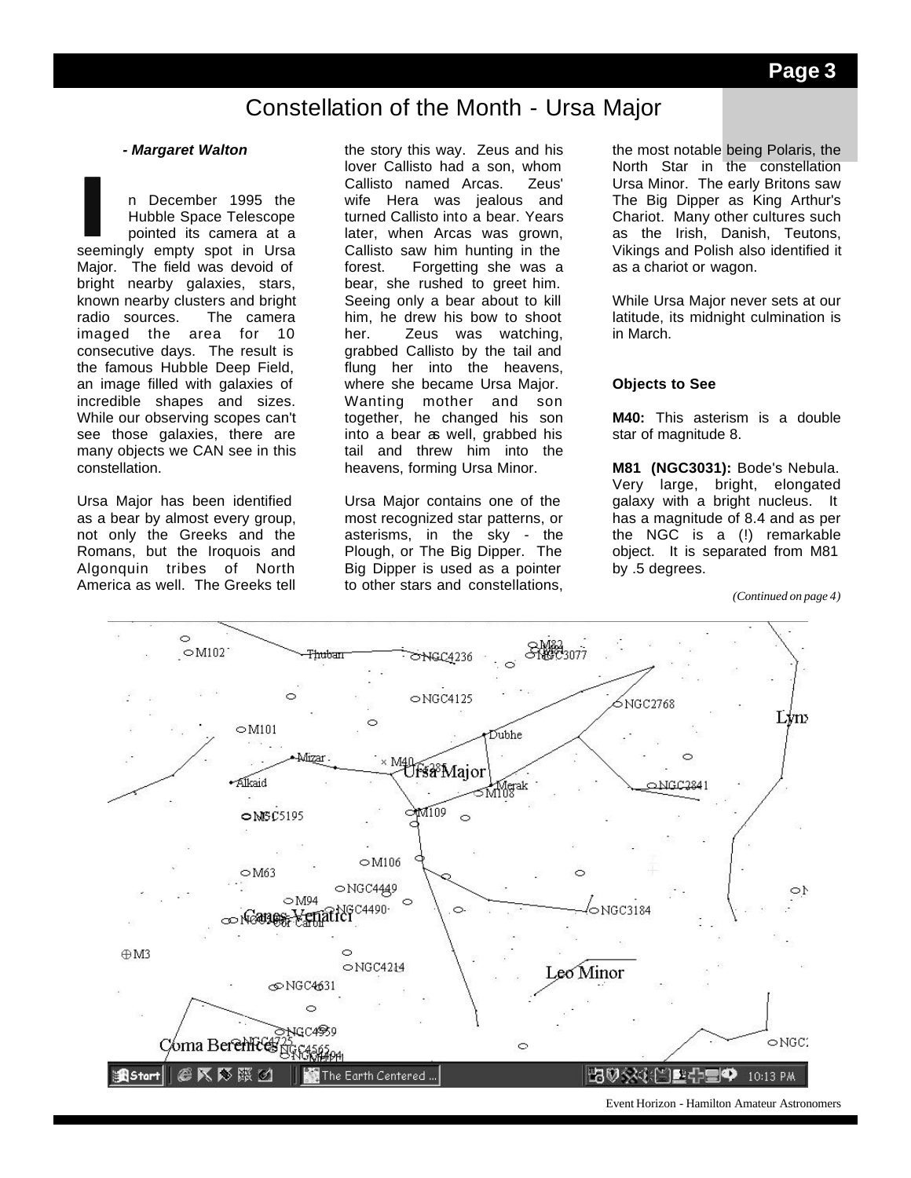# Constellation of the Month - Ursa Major

***- Margaret Walton***

In December 1995 the Hubble Space Telescope pointed its camera at a seemingly empty spot in Ursa Major. The field was devoid of bright nearby galaxies, stars, known nearby clusters and bright radio sources. The camera imaged the area for 10 consecutive days. The result is the famous Hubble Deep Field, an image filled with galaxies of incredible shapes and sizes. While our observing scopes can't see those galaxies, there are many objects we CAN see in this constellation.

Ursa Major has been identified as a bear by almost every group, not only the Greeks and the Romans, but the Iroquois and Algonquin tribes of North America as well. The Greeks tell the story this way. Zeus and his lover Callisto had a son, whom Callisto named Arcas. Zeus' wife Hera was jealous and turned Callisto into a bear. Years later, when Arcas was grown, Callisto saw him hunting in the forest. Forgetting she was a bear, she rushed to greet him. Seeing only a bear about to kill him, he drew his bow to shoot her. Zeus was watching, grabbed Callisto by the tail and flung her into the heavens, where she became Ursa Major. Wanting mother and son together, he changed his son into a bear as well, grabbed his tail and threw him into the heavens, forming Ursa Minor.

Ursa Major contains one of the most recognized star patterns, or asterisms, in the sky - the Plough, or The Big Dipper. The Big Dipper is used as a pointer to other stars and constellations, the most notable being Polaris, the North Star in the constellation Ursa Minor. The early Britons saw The Big Dipper as King Arthur's Chariot. Many other cultures such as the Irish, Danish, Teutons, Vikings and Polish also identified it as a chariot or wagon.

While Ursa Major never sets at our latitude, its midnight culmination is in March.

**Objects to See**

**M40:** This asterism is a double star of magnitude 8.

**M81 (NGC3031):** Bode's Nebula. Very large, bright, elongated galaxy with a bright nucleus. It has a magnitude of 8.4 and as per the NGC is a (!) remarkable object. It is separated from M81 by .5 degrees.

*(Continued on page 4)*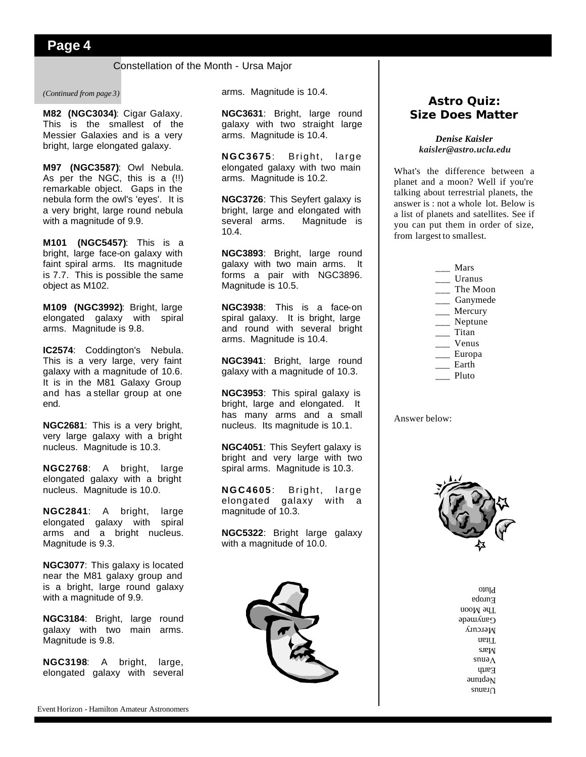## Constellation of the Month - Ursa Major

*(Continued from page 3)*

**M82 (NGC3034)**: Cigar Galaxy. This is the smallest of the Messier Galaxies and is a very bright, large elongated galaxy.

**M97 (NGC3587)**: Owl Nebula. As per the NGC, this is a (!!) remarkable object. Gaps in the nebula form the owl's 'eyes'. It is a very bright, large round nebula with a magnitude of 9.9.

**M101 (NGC5457)**: This is a bright, large face-on galaxy with faint spiral arms. Its magnitude is 7.7. This is possible the same object as M102.

**M109 (NGC3992)**: Bright, large elongated galaxy with spiral arms. Magnitude is 9.8.

**IC2574**: Coddington's Nebula. This is a very large, very faint galaxy with a magnitude of 10.6. It is in the M81 Galaxy Group and has a stellar group at one end.

**NGC2681**: This is a very bright, very large galaxy with a bright nucleus. Magnitude is 10.3.

**NGC2768**: A bright, large elongated galaxy with a bright nucleus. Magnitude is 10.0.

**NGC2841**: A bright, large elongated galaxy with spiral arms and a bright nucleus. Magnitude is 9.3.

**NGC3077**: This galaxy is located near the M81 galaxy group and is a bright, large round galaxy with a magnitude of 9.9.

**NGC3184**: Bright, large round galaxy with two main arms. Magnitude is 9.8.

**NGC3198**: A bright, large, elongated galaxy with several arms. Magnitude is 10.4.

**NGC3631**: Bright, large round galaxy with two straight large arms. Magnitude is 10.4.

**NGC3675**: Bright, large elongated galaxy with two main arms. Magnitude is 10.2.

**NGC3726**: This Seyfert galaxy is bright, large and elongated with several arms. Magnitude is 10.4.

**NGC3893**: Bright, large round galaxy with two main arms. It forms a pair with NGC3896. Magnitude is 10.5.

**NGC3938**: This is a face-on spiral galaxy. It is bright, large and round with several bright arms. Magnitude is 10.4.

**NGC3941**: Bright, large round galaxy with a magnitude of 10.3.

**NGC3953**: This spiral galaxy is bright, large and elongated. It has many arms and a small nucleus. Its magnitude is 10.1.

**NGC4051**: This Seyfert galaxy is bright and very large with two spiral arms. Magnitude is 10.3.

**NGC4605**: Bright, large elongated galaxy with a magnitude of 10.3.

**NGC5322**: Bright large galaxy with a magnitude of 10.0.

## Astro Quiz: Size Does Matter

***Denise Kaisler***
***kaisler@astro.ucla.edu***

What's the difference between a planet and a moon? Well if you're talking about terrestrial planets, the answer is : not a whole lot. Below is a list of planets and satellites. See if you can put them in order of size, from largest to smallest.

___ Mars
___ Uranus
___ The Moon
___ Ganymede
___ Mercury
___ Neptune
___ Titan
___ Venus
___ Europa
___ Earth
___ Pluto

Answer below:

Uranus
Neptune
Earth
Venus
Mars
Titan
Mercury
Ganymede
The Moon
Europa
Pluto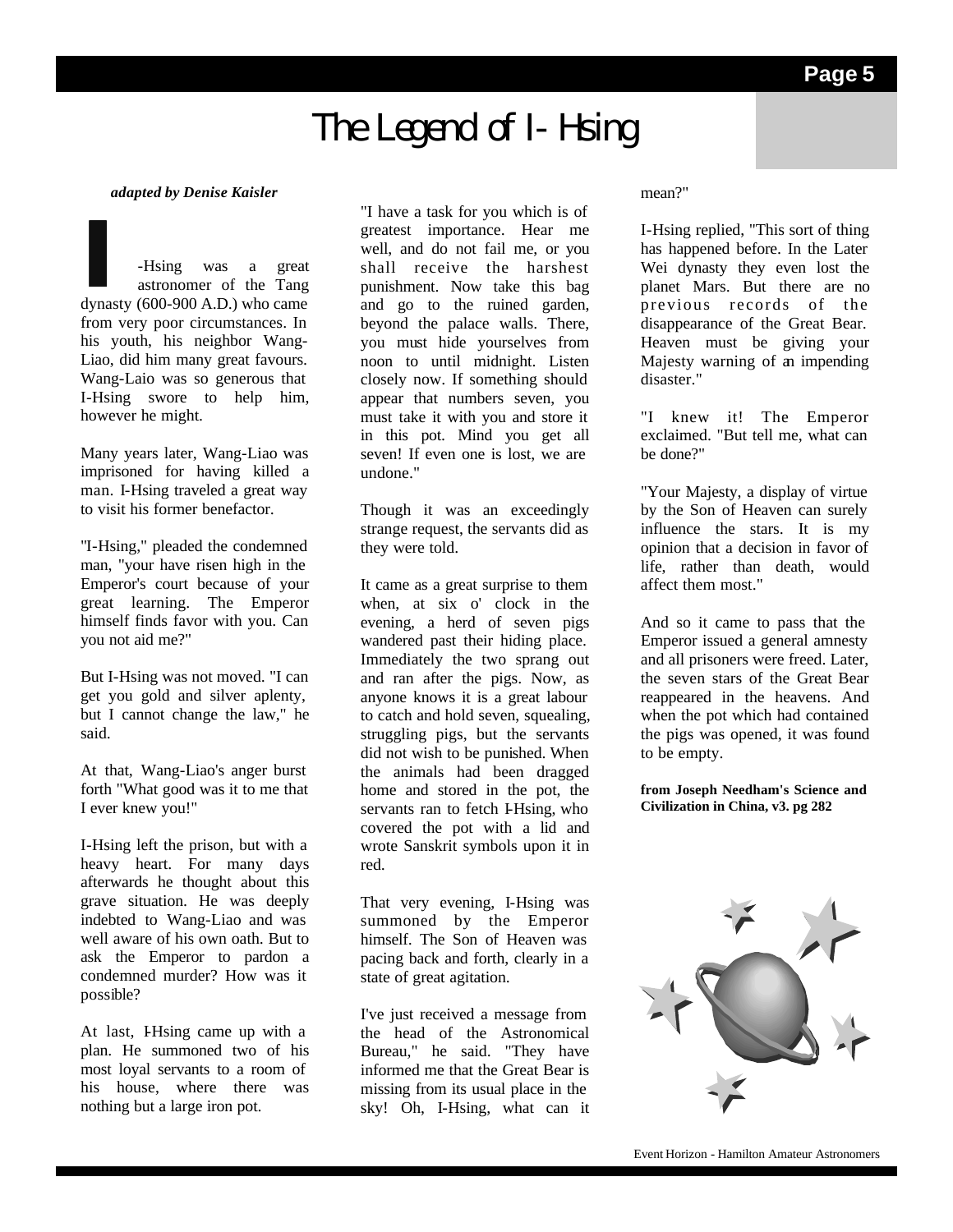# The Legend of I-Hsing

***adapted by Denise Kaisler***

I-Hsing was a great astronomer of the Tang dynasty (600-900 A.D.) who came from very poor circumstances. In his youth, his neighbor Wang-Liao, did him many great favours. Wang-Laio was so generous that I-Hsing swore to help him, however he might.

Many years later, Wang-Liao was imprisoned for having killed a man. I-Hsing traveled a great way to visit his former benefactor.

"I-Hsing," pleaded the condemned man, "your have risen high in the Emperor's court because of your great learning. The Emperor himself finds favor with you. Can you not aid me?"

But I-Hsing was not moved. "I can get you gold and silver aplenty, but I cannot change the law," he said.

At that, Wang-Liao's anger burst forth "What good was it to me that I ever knew you!"

I-Hsing left the prison, but with a heavy heart. For many days afterwards he thought about this grave situation. He was deeply indebted to Wang-Liao and was well aware of his own oath. But to ask the Emperor to pardon a condemned murder? How was it possible?

At last, I-Hsing came up with a plan. He summoned two of his most loyal servants to a room of his house, where there was nothing but a large iron pot.

"I have a task for you which is of greatest importance. Hear me well, and do not fail me, or you shall receive the harshest punishment. Now take this bag and go to the ruined garden, beyond the palace walls. There, you must hide yourselves from noon to until midnight. Listen closely now. If something should appear that numbers seven, you must take it with you and store it in this pot. Mind you get all seven! If even one is lost, we are undone."

Though it was an exceedingly strange request, the servants did as they were told.

It came as a great surprise to them when, at six o' clock in the evening, a herd of seven pigs wandered past their hiding place. Immediately the two sprang out and ran after the pigs. Now, as anyone knows it is a great labour to catch and hold seven, squealing, struggling pigs, but the servants did not wish to be punished. When the animals had been dragged home and stored in the pot, the servants ran to fetch I-Hsing, who covered the pot with a lid and wrote Sanskrit symbols upon it in red.

That very evening, I-Hsing was summoned by the Emperor himself. The Son of Heaven was pacing back and forth, clearly in a state of great agitation.

I've just received a message from the head of the Astronomical Bureau," he said. "They have informed me that the Great Bear is missing from its usual place in the sky! Oh, I-Hsing, what can it mean?"

I-Hsing replied, "This sort of thing has happened before. In the Later Wei dynasty they even lost the planet Mars. But there are no previous records of the disappearance of the Great Bear. Heaven must be giving your Majesty warning of an impending disaster."

"I knew it! The Emperor exclaimed. "But tell me, what can be done?"

"Your Majesty, a display of virtue by the Son of Heaven can surely influence the stars. It is my opinion that a decision in favor of life, rather than death, would affect them most."

And so it came to pass that the Emperor issued a general amnesty and all prisoners were freed. Later, the seven stars of the Great Bear reappeared in the heavens. And when the pot which had contained the pigs was opened, it was found to be empty.

**from Joseph Needham's Science and Civilization in China, v3. pg 282**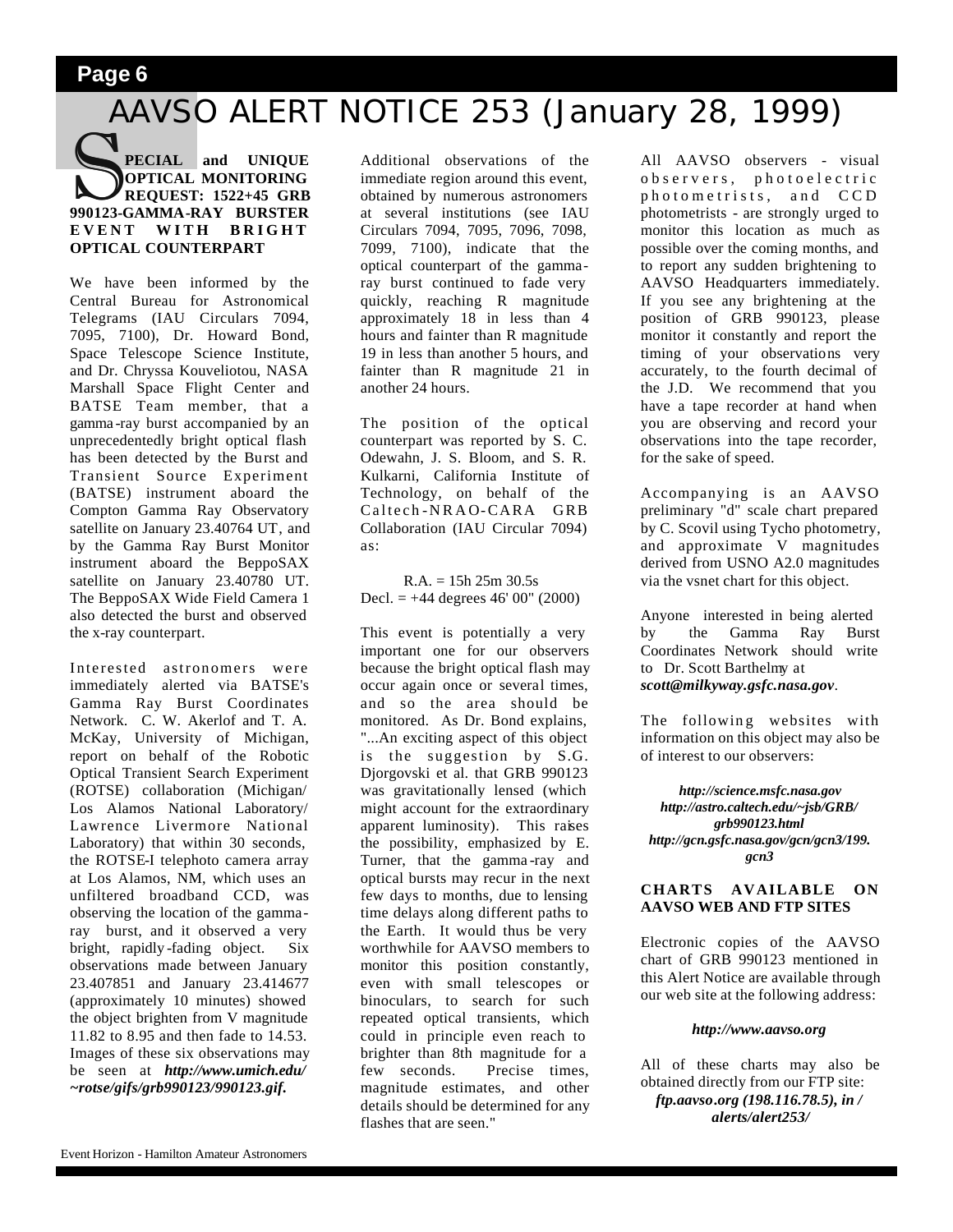# AAVSO ALERT NOTICE 253 (January 28, 1999)

**SPECIAL and UNIQUE OPTICAL MONITORING REQUEST: 1522+45 GRB 990123-GAMMA-RAY BURSTER EVENT WITH BRIGHT OPTICAL COUNTERPART**

We have been informed by the Central Bureau for Astronomical Telegrams (IAU Circulars 7094, 7095, 7100), Dr. Howard Bond, Space Telescope Science Institute, and Dr. Chryssa Kouveliotou, NASA Marshall Space Flight Center and BATSE Team member, that a gamma-ray burst accompanied by an unprecedentedly bright optical flash has been detected by the Burst and Transient Source Experiment (BATSE) instrument aboard the Compton Gamma Ray Observatory satellite on January 23.40764 UT, and by the Gamma Ray Burst Monitor instrument aboard the BeppoSAX satellite on January 23.40780 UT. The BeppoSAX Wide Field Camera 1 also detected the burst and observed the x-ray counterpart.

Interested astronomers were immediately alerted via BATSE's Gamma Ray Burst Coordinates Network. C. W. Akerlof and T. A. McKay, University of Michigan, report on behalf of the Robotic Optical Transient Search Experiment (ROTSE) collaboration (Michigan/ Los Alamos National Laboratory/ Lawrence Livermore National Laboratory) that within 30 seconds, the ROTSE-I telephoto camera array at Los Alamos, NM, which uses an unfiltered broadband CCD, was observing the location of the gamma-ray burst, and it observed a very bright, rapidly-fading object. Six observations made between January 23.407851 and January 23.414677 (approximately 10 minutes) showed the object brighten from V magnitude 11.82 to 8.95 and then fade to 14.53. Images of these six observations may be seen at ***http://www.umich.edu/~rotse/gifs/grb990123/990123.gif.***

Additional observations of the immediate region around this event, obtained by numerous astronomers at several institutions (see IAU Circulars 7094, 7095, 7096, 7098, 7099, 7100), indicate that the optical counterpart of the gamma-ray burst continued to fade very quickly, reaching R magnitude approximately 18 in less than 4 hours and fainter than R magnitude 19 in less than another 5 hours, and fainter than R magnitude 21 in another 24 hours.

The position of the optical counterpart was reported by S. C. Odewahn, J. S. Bloom, and S. R. Kulkarni, California Institute of Technology, on behalf of the Caltech-NRAO-CARA GRB Collaboration (IAU Circular 7094) as:

R.A. = 15h 25m 30.5s
Decl. = +44 degrees 46' 00" (2000)

This event is potentially a very important one for our observers because the bright optical flash may occur again once or several times, and so the area should be monitored. As Dr. Bond explains, "...An exciting aspect of this object is the suggestion by S.G. Djorgovski et al. that GRB 990123 was gravitationally lensed (which might account for the extraordinary apparent luminosity). This raises the possibility, emphasized by E. Turner, that the gamma-ray and optical bursts may recur in the next few days to months, due to lensing time delays along different paths to the Earth. It would thus be very worthwhile for AAVSO members to monitor this position constantly, even with small telescopes or binoculars, to search for such repeated optical transients, which could in principle even reach to brighter than 8th magnitude for a few seconds. Precise times, magnitude estimates, and other details should be determined for any flashes that are seen."

All AAVSO observers - visual observers, photoelectric photometrists, and CCD photometrists - are strongly urged to monitor this location as much as possible over the coming months, and to report any sudden brightening to AAVSO Headquarters immediately. If you see any brightening at the position of GRB 990123, please monitor it constantly and report the timing of your observations very accurately, to the fourth decimal of the J.D. We recommend that you have a tape recorder at hand when you are observing and record your observations into the tape recorder, for the sake of speed.

Accompanying is an AAVSO preliminary "d" scale chart prepared by C. Scovil using Tycho photometry, and approximate V magnitudes derived from USNO A2.0 magnitudes via the vsnet chart for this object.

Anyone interested in being alerted by the Gamma Ray Burst Coordinates Network should write to Dr. Scott Barthelmy at ***scott@milkyway.gsfc.nasa.gov***.

The following websites with information on this object may also be of interest to our observers:

***http://science.msfc.nasa.gov***
***http://astro.caltech.edu/~jsb/GRB/grb990123.html***
***http://gcn.gsfc.nasa.gov/gcn/gcn3/199.gcn3***

**CHARTS AVAILABLE ON AAVSO WEB AND FTP SITES**

Electronic copies of the AAVSO chart of GRB 990123 mentioned in this Alert Notice are available through our web site at the following address:

***http://www.aavso.org***

All of these charts may also be obtained directly from our FTP site: ***ftp.aavso.org (198.116.78.5), in /alerts/alert253/***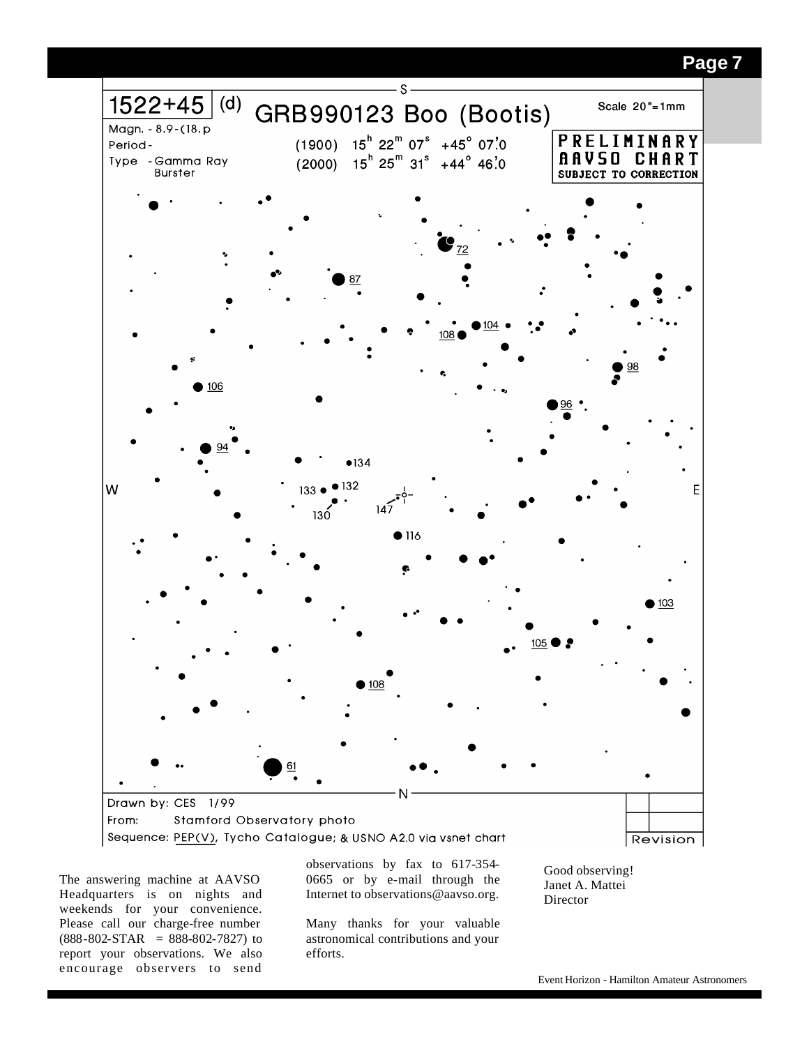1522+45 (d) GRB990123 Boo (Bootis)

Scale 20"=1mm

Magn. - 8.9-(18.p

Period -

Type - Gamma Ray Burster

(1900) $15^h\ 22^m\ 07^s$ $+45°\ 07'.0$

(2000) $15^h\ 25^m\ 31^s$ $+44°\ 46'.0$

**PRELIMINARY AAVSO CHART SUBJECT TO CORRECTION**

Drawn by: CES 1/99

From: Stamford Observatory photo

Sequence: PEP(V), Tycho Catalogue; & USNO A2.0 via vsnet chart

Revision

The answering machine at AAVSO Headquarters is on nights and weekends for your convenience. Please call our charge-free number (888-802-STAR = 888-802-7827) to report your observations. We also encourage observers to send observations by fax to 617-354-0665 or by e-mail through the Internet to observations@aavso.org.

Many thanks for your valuable astronomical contributions and your efforts.

Good observing!
Janet A. Mattei
Director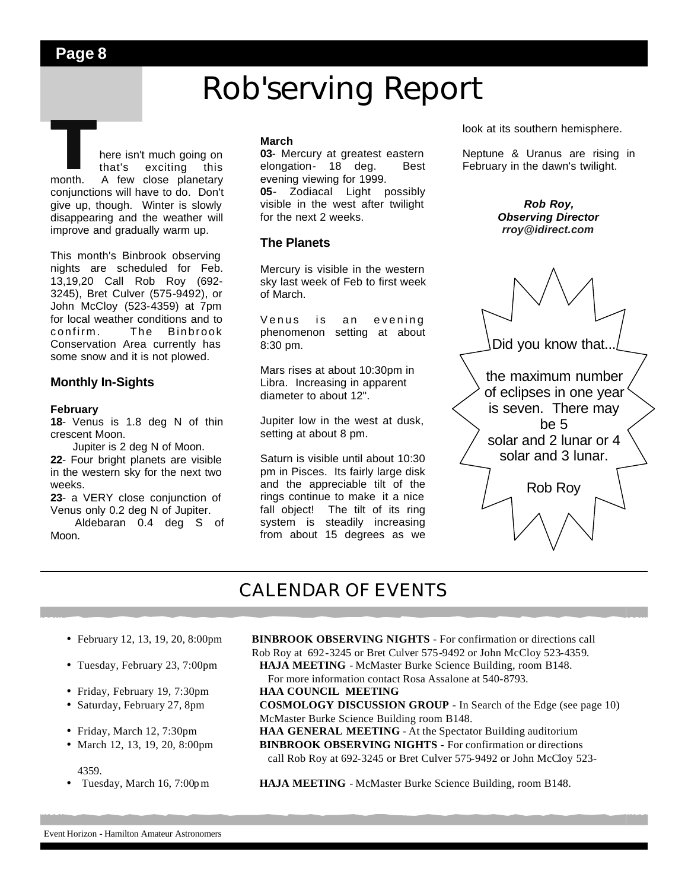# Rob'serving Report

There isn't much going on that's exciting this month. A few close planetary conjunctions will have to do. Don't give up, though. Winter is slowly disappearing and the weather will improve and gradually warm up.

This month's Binbrook observing nights are scheduled for Feb. 13,19,20 Call Rob Roy (692-3245), Bret Culver (575-9492), or John McCloy (523-4359) at 7pm for local weather conditions and to confirm. The Binbrook Conservation Area currently has some snow and it is not plowed.

### Monthly In-Sights

**February**

**18**- Venus is 1.8 deg N of thin crescent Moon.

Jupiter is 2 deg N of Moon.

**22**- Four bright planets are visible in the western sky for the next two weeks.

**23**- a VERY close conjunction of Venus only 0.2 deg N of Jupiter.

Aldebaran 0.4 deg S of Moon.

**March**

**03**- Mercury at greatest eastern elongation- 18 deg. Best evening viewing for 1999.

**05**- Zodiacal Light possibly visible in the west after twilight for the next 2 weeks.

### The Planets

Mercury is visible in the western sky last week of Feb to first week of March.

Venus is an evening phenomenon setting at about 8:30 pm.

Mars rises at about 10:30pm in Libra. Increasing in apparent diameter to about 12".

Jupiter low in the west at dusk, setting at about 8 pm.

Saturn is visible until about 10:30 pm in Pisces. Its fairly large disk and the appreciable tilt of the rings continue to make it a nice fall object! The tilt of its ring system is steadily increasing from about 15 degrees as we look at its southern hemisphere.

Neptune & Uranus are rising in February in the dawn's twilight.

***Rob Roy,***
***Observing Director***
***rroy@idirect.com***

Did you know that...

the maximum number of eclipses in one year is seven. There may be 5 solar and 2 lunar or 4 solar and 3 lunar.

Rob Roy

## CALENDAR OF EVENTS

- February 12, 13, 19, 20, 8:00pm — **BINBROOK OBSERVING NIGHTS** - For confirmation or directions call Rob Roy at 692-3245 or Bret Culver 575-9492 or John McCloy 523-4359.
- Tuesday, February 23, 7:00pm — **HAJA MEETING** - McMaster Burke Science Building, room B148. For more information contact Rosa Assalone at 540-8793.
- Friday, February 19, 7:30pm — **HAA COUNCIL MEETING**
- Saturday, February 27, 8pm — **COSMOLOGY DISCUSSION GROUP** - In Search of the Edge (see page 10) McMaster Burke Science Building room B148.
- Friday, March 12, 7:30pm — **HAA GENERAL MEETING** - At the Spectator Building auditorium
- March 12, 13, 19, 20, 8:00pm — **BINBROOK OBSERVING NIGHTS** - For confirmation or directions call Rob Roy at 692-3245 or Bret Culver 575-9492 or John McCloy 523-4359.
- Tuesday, March 16, 7:00pm — **HAJA MEETING** - McMaster Burke Science Building, room B148.